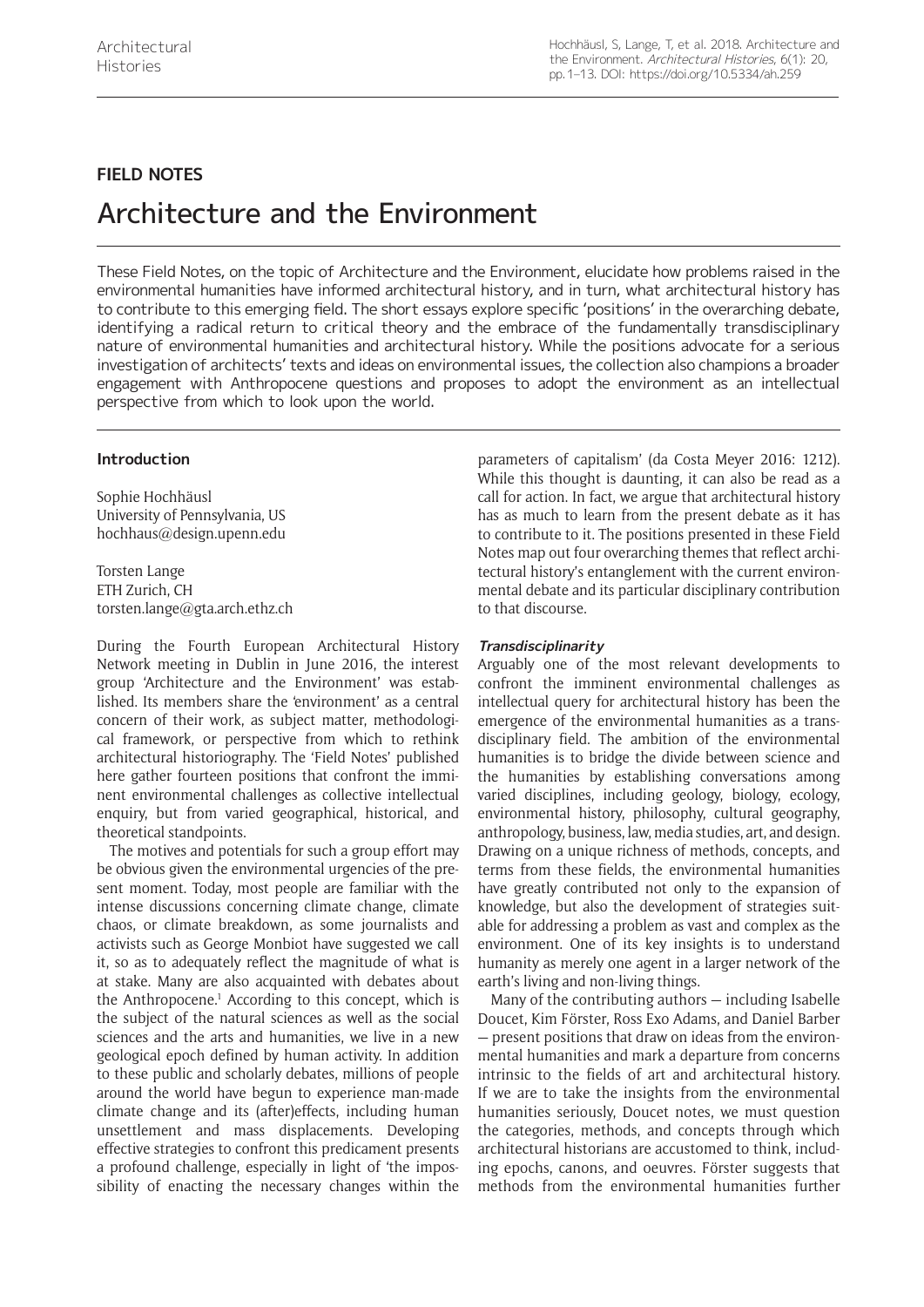## FIELD NOTES

# Architecture and the Environment

These Field Notes, on the topic of Architecture and the Environment, elucidate how problems raised in the environmental humanities have informed architectural history, and in turn, what architectural history has to contribute to this emerging field. The short essays explore specific 'positions' in the overarching debate, identifying a radical return to critical theory and the embrace of the fundamentally transdisciplinary nature of environmental humanities and architectural history. While the positions advocate for a serious investigation of architects' texts and ideas on environmental issues, the collection also champions a broader engagement with Anthropocene questions and proposes to adopt the environment as an intellectual perspective from which to look upon the world.

### Introduction

Sophie Hochhäusl
University of Pennsylvania, US
hochhaus@design.upenn.edu

Torsten Lange
ETH Zurich, CH
torsten.lange@gta.arch.ethz.ch

During the Fourth European Architectural History Network meeting in Dublin in June 2016, the interest group 'Architecture and the Environment' was established. Its members share the 'environment' as a central concern of their work, as subject matter, methodological framework, or perspective from which to rethink architectural historiography. The 'Field Notes' published here gather fourteen positions that confront the imminent environmental challenges as collective intellectual enquiry, but from varied geographical, historical, and theoretical standpoints.

The motives and potentials for such a group effort may be obvious given the environmental urgencies of the present moment. Today, most people are familiar with the intense discussions concerning climate change, climate chaos, or climate breakdown, as some journalists and activists such as George Monbiot have suggested we call it, so as to adequately reflect the magnitude of what is at stake. Many are also acquainted with debates about the Anthropocene.[1] According to this concept, which is the subject of the natural sciences as well as the social sciences and the arts and humanities, we live in a new geological epoch defined by human activity. In addition to these public and scholarly debates, millions of people around the world have begun to experience man-made climate change and its (after)effects, including human unsettlement and mass displacements. Developing effective strategies to confront this predicament presents a profound challenge, especially in light of 'the impossibility of enacting the necessary changes within the parameters of capitalism' (da Costa Meyer 2016: 1212). While this thought is daunting, it can also be read as a call for action. In fact, we argue that architectural history has as much to learn from the present debate as it has to contribute to it. The positions presented in these Field Notes map out four overarching themes that reflect architectural history's entanglement with the current environmental debate and its particular disciplinary contribution to that discourse.

#### *Transdisciplinarity*

Arguably one of the most relevant developments to confront the imminent environmental challenges as intellectual query for architectural history has been the emergence of the environmental humanities as a transdisciplinary field. The ambition of the environmental humanities is to bridge the divide between science and the humanities by establishing conversations among varied disciplines, including geology, biology, ecology, environmental history, philosophy, cultural geography, anthropology, business, law, media studies, art, and design. Drawing on a unique richness of methods, concepts, and terms from these fields, the environmental humanities have greatly contributed not only to the expansion of knowledge, but also the development of strategies suitable for addressing a problem as vast and complex as the environment. One of its key insights is to understand humanity as merely one agent in a larger network of the earth's living and non-living things.

Many of the contributing authors — including Isabelle Doucet, Kim Förster, Ross Exo Adams, and Daniel Barber — present positions that draw on ideas from the environmental humanities and mark a departure from concerns intrinsic to the fields of art and architectural history. If we are to take the insights from the environmental humanities seriously, Doucet notes, we must question the categories, methods, and concepts through which architectural historians are accustomed to think, including epochs, canons, and oeuvres. Förster suggests that methods from the environmental humanities further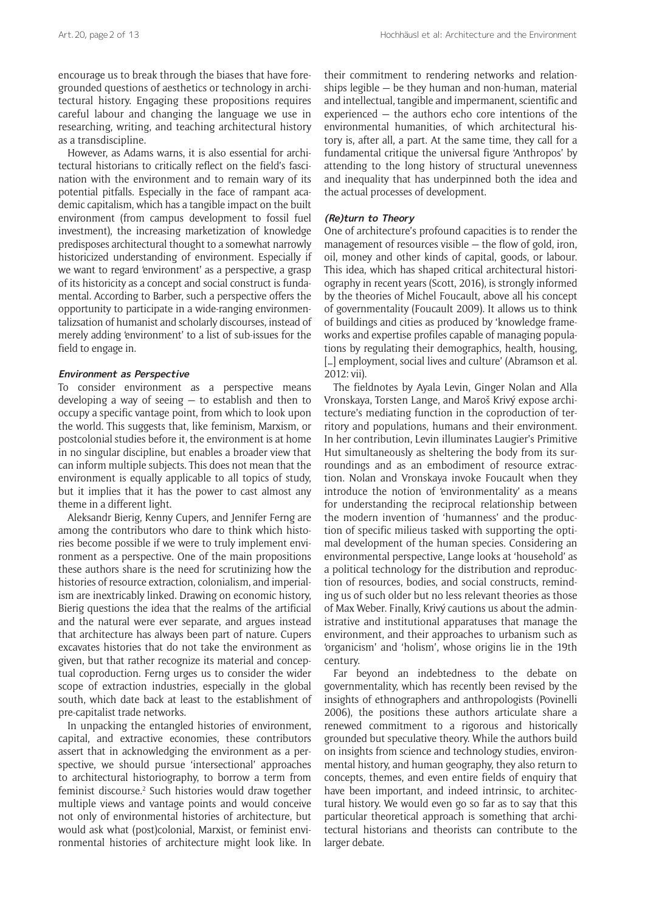encourage us to break through the biases that have foregrounded questions of aesthetics or technology in architectural history. Engaging these propositions requires careful labour and changing the language we use in researching, writing, and teaching architectural history as a transdiscipline.

However, as Adams warns, it is also essential for architectural historians to critically reflect on the field's fascination with the environment and to remain wary of its potential pitfalls. Especially in the face of rampant academic capitalism, which has a tangible impact on the built environment (from campus development to fossil fuel investment), the increasing marketization of knowledge predisposes architectural thought to a somewhat narrowly historicized understanding of environment. Especially if we want to regard 'environment' as a perspective, a grasp of its historicity as a concept and social construct is fundamental. According to Barber, such a perspective offers the opportunity to participate in a wide-ranging environmentalizsation of humanist and scholarly discourses, instead of merely adding 'environment' to a list of sub-issues for the field to engage in.

### Environment as Perspective

To consider environment as a perspective means developing a way of seeing — to establish and then to occupy a specific vantage point, from which to look upon the world. This suggests that, like feminism, Marxism, or postcolonial studies before it, the environment is at home in no singular discipline, but enables a broader view that can inform multiple subjects. This does not mean that the environment is equally applicable to all topics of study, but it implies that it has the power to cast almost any theme in a different light.

Aleksandr Bierig, Kenny Cupers, and Jennifer Ferng are among the contributors who dare to think which histories become possible if we were to truly implement environment as a perspective. One of the main propositions these authors share is the need for scrutinizing how the histories of resource extraction, colonialism, and imperialism are inextricably linked. Drawing on economic history, Bierig questions the idea that the realms of the artificial and the natural were ever separate, and argues instead that architecture has always been part of nature. Cupers excavates histories that do not take the environment as given, but that rather recognize its material and conceptual coproduction. Ferng urges us to consider the wider scope of extraction industries, especially in the global south, which date back at least to the establishment of pre-capitalist trade networks.

In unpacking the entangled histories of environment, capital, and extractive economies, these contributors assert that in acknowledging the environment as a perspective, we should pursue 'intersectional' approaches to architectural historiography, to borrow a term from feminist discourse.[2] Such histories would draw together multiple views and vantage points and would conceive not only of environmental histories of architecture, but would ask what (post)colonial, Marxist, or feminist environmental histories of architecture might look like. In their commitment to rendering networks and relationships legible — be they human and non-human, material and intellectual, tangible and impermanent, scientific and experienced — the authors echo core intentions of the environmental humanities, of which architectural history is, after all, a part. At the same time, they call for a fundamental critique the universal figure 'Anthropos' by attending to the long history of structural unevenness and inequality that has underpinned both the idea and the actual processes of development.

### (Re)turn to Theory

One of architecture's profound capacities is to render the management of resources visible — the flow of gold, iron, oil, money and other kinds of capital, goods, or labour. This idea, which has shaped critical architectural historiography in recent years (Scott, 2016), is strongly informed by the theories of Michel Foucault, above all his concept of governmentality (Foucault 2009). It allows us to think of buildings and cities as produced by 'knowledge frameworks and expertise profiles capable of managing populations by regulating their demographics, health, housing, [...] employment, social lives and culture' (Abramson et al. 2012: vii).

The fieldnotes by Ayala Levin, Ginger Nolan and Alla Vronskaya, Torsten Lange, and Maroš Krivý expose architecture's mediating function in the coproduction of territory and populations, humans and their environment. In her contribution, Levin illuminates Laugier's Primitive Hut simultaneously as sheltering the body from its surroundings and as an embodiment of resource extraction. Nolan and Vronskaya invoke Foucault when they introduce the notion of 'environmentality' as a means for understanding the reciprocal relationship between the modern invention of 'humanness' and the production of specific milieus tasked with supporting the optimal development of the human species. Considering an environmental perspective, Lange looks at 'household' as a political technology for the distribution and reproduction of resources, bodies, and social constructs, reminding us of such older but no less relevant theories as those of Max Weber. Finally, Krivý cautions us about the administrative and institutional apparatuses that manage the environment, and their approaches to urbanism such as 'organicism' and 'holism', whose origins lie in the 19th century.

Far beyond an indebtedness to the debate on governmentality, which has recently been revised by the insights of ethnographers and anthropologists (Povinelli 2006), the positions these authors articulate share a renewed commitment to a rigorous and historically grounded but speculative theory. While the authors build on insights from science and technology studies, environmental history, and human geography, they also return to concepts, themes, and even entire fields of enquiry that have been important, and indeed intrinsic, to architectural history. We would even go so far as to say that this particular theoretical approach is something that architectural historians and theorists can contribute to the larger debate.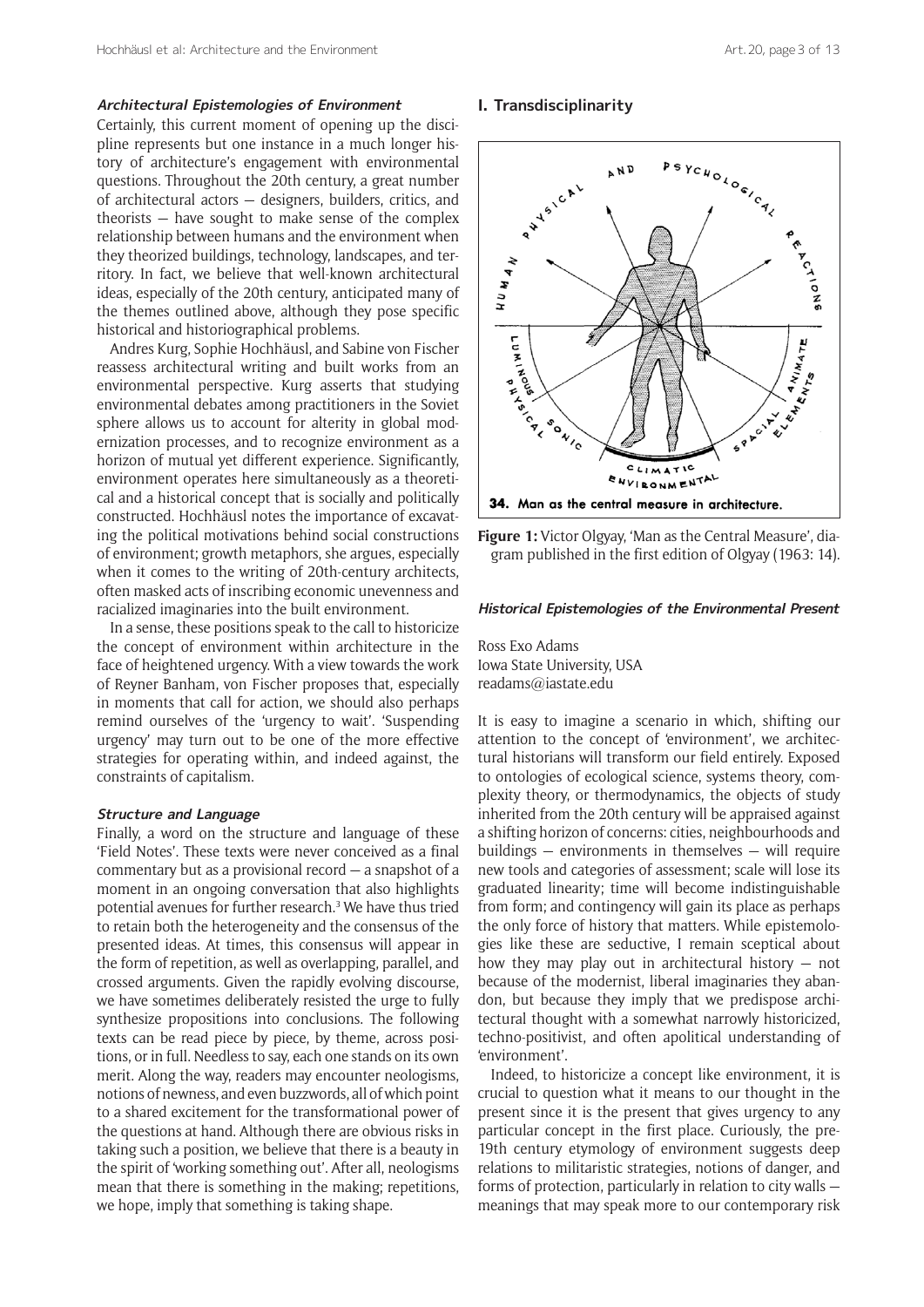### *Architectural Epistemologies of Environment*

Certainly, this current moment of opening up the discipline represents but one instance in a much longer history of architecture's engagement with environmental questions. Throughout the 20th century, a great number of architectural actors — designers, builders, critics, and theorists — have sought to make sense of the complex relationship between humans and the environment when they theorized buildings, technology, landscapes, and territory. In fact, we believe that well-known architectural ideas, especially of the 20th century, anticipated many of the themes outlined above, although they pose specific historical and historiographical problems.

Andres Kurg, Sophie Hochhäusl, and Sabine von Fischer reassess architectural writing and built works from an environmental perspective. Kurg asserts that studying environmental debates among practitioners in the Soviet sphere allows us to account for alterity in global modernization processes, and to recognize environment as a horizon of mutual yet different experience. Significantly, environment operates here simultaneously as a theoretical and a historical concept that is socially and politically constructed. Hochhäusl notes the importance of excavating the political motivations behind social constructions of environment; growth metaphors, she argues, especially when it comes to the writing of 20th-century architects, often masked acts of inscribing economic unevenness and racialized imaginaries into the built environment.

In a sense, these positions speak to the call to historicize the concept of environment within architecture in the face of heightened urgency. With a view towards the work of Reyner Banham, von Fischer proposes that, especially in moments that call for action, we should also perhaps remind ourselves of the 'urgency to wait'. 'Suspending urgency' may turn out to be one of the more effective strategies for operating within, and indeed against, the constraints of capitalism.

### *Structure and Language*

Finally, a word on the structure and language of these 'Field Notes'. These texts were never conceived as a final commentary but as a provisional record — a snapshot of a moment in an ongoing conversation that also highlights potential avenues for further research.[3] We have thus tried to retain both the heterogeneity and the consensus of the presented ideas. At times, this consensus will appear in the form of repetition, as well as overlapping, parallel, and crossed arguments. Given the rapidly evolving discourse, we have sometimes deliberately resisted the urge to fully synthesize propositions into conclusions. The following texts can be read piece by piece, by theme, across positions, or in full. Needless to say, each one stands on its own merit. Along the way, readers may encounter neologisms, notions of newness, and even buzzwords, all of which point to a shared excitement for the transformational power of the questions at hand. Although there are obvious risks in taking such a position, we believe that there is a beauty in the spirit of 'working something out'. After all, neologisms mean that there is something in the making; repetitions, we hope, imply that something is taking shape.

## I. Transdisciplinarity

**Figure 1:** Victor Olgyay, 'Man as the Central Measure', diagram published in the first edition of Olgyay (1963: 14).

### *Historical Epistemologies of the Environmental Present*

Ross Exo Adams
Iowa State University, USA
readams@iastate.edu

It is easy to imagine a scenario in which, shifting our attention to the concept of 'environment', we architectural historians will transform our field entirely. Exposed to ontologies of ecological science, systems theory, complexity theory, or thermodynamics, the objects of study inherited from the 20th century will be appraised against a shifting horizon of concerns: cities, neighbourhoods and buildings — environments in themselves — will require new tools and categories of assessment; scale will lose its graduated linearity; time will become indistinguishable from form; and contingency will gain its place as perhaps the only force of history that matters. While epistemologies like these are seductive, I remain sceptical about how they may play out in architectural history — not because of the modernist, liberal imaginaries they abandon, but because they imply that we predispose architectural thought with a somewhat narrowly historicized, techno-positivist, and often apolitical understanding of 'environment'.

Indeed, to historicize a concept like environment, it is crucial to question what it means to our thought in the present since it is the present that gives urgency to any particular concept in the first place. Curiously, the pre-19th century etymology of environment suggests deep relations to militaristic strategies, notions of danger, and forms of protection, particularly in relation to city walls — meanings that may speak more to our contemporary risk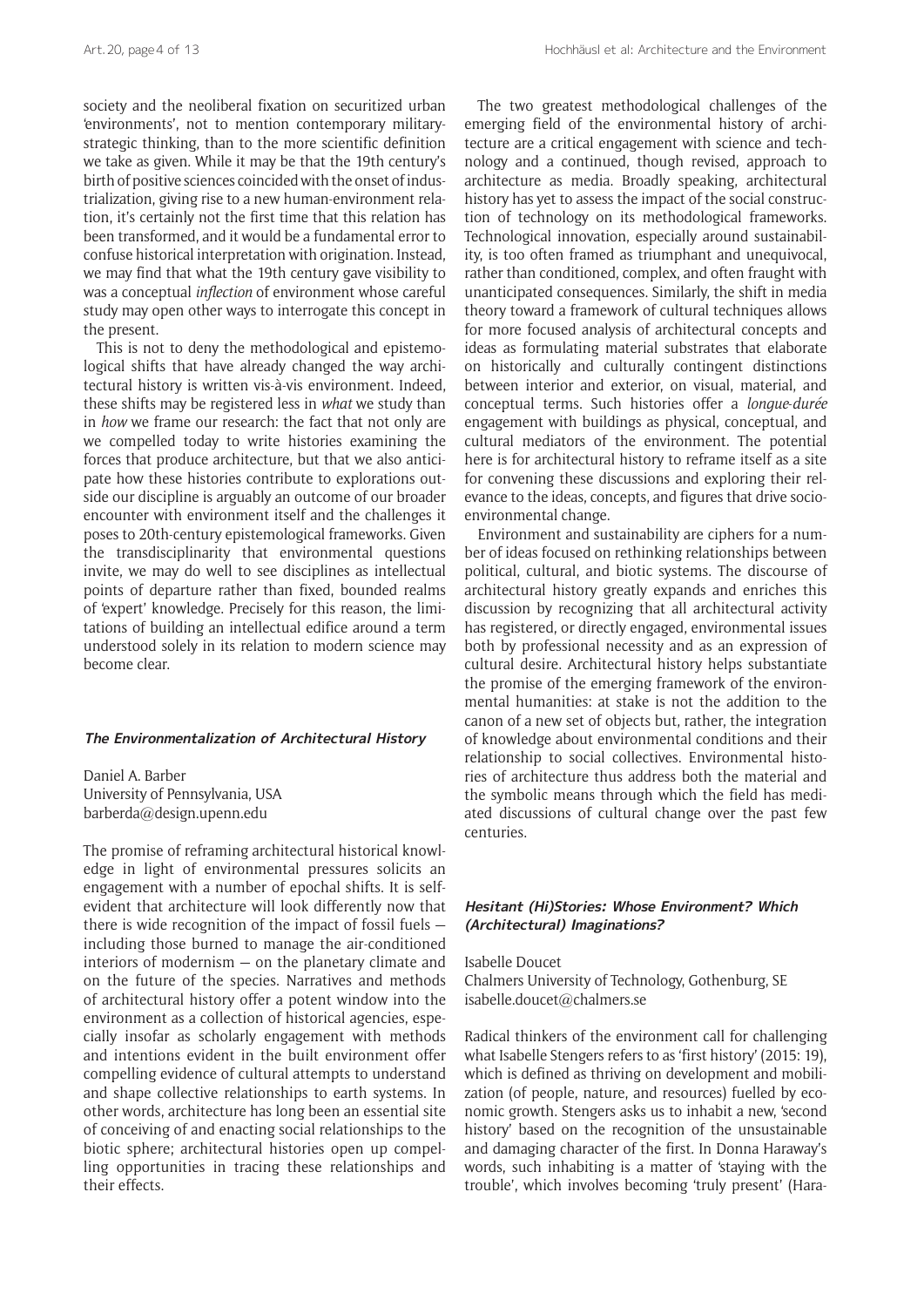society and the neoliberal fixation on securitized urban 'environments', not to mention contemporary military-strategic thinking, than to the more scientific definition we take as given. While it may be that the 19th century's birth of positive sciences coincided with the onset of industrialization, giving rise to a new human-environment relation, it's certainly not the first time that this relation has been transformed, and it would be a fundamental error to confuse historical interpretation with origination. Instead, we may find that what the 19th century gave visibility to was a conceptual *inflection* of environment whose careful study may open other ways to interrogate this concept in the present.

This is not to deny the methodological and epistemological shifts that have already changed the way architectural history is written vis-à-vis environment. Indeed, these shifts may be registered less in *what* we study than in *how* we frame our research: the fact that not only are we compelled today to write histories examining the forces that produce architecture, but that we also anticipate how these histories contribute to explorations outside our discipline is arguably an outcome of our broader encounter with environment itself and the challenges it poses to 20th-century epistemological frameworks. Given the transdisciplinarity that environmental questions invite, we may do well to see disciplines as intellectual points of departure rather than fixed, bounded realms of 'expert' knowledge. Precisely for this reason, the limitations of building an intellectual edifice around a term understood solely in its relation to modern science may become clear.

### The Environmentalization of Architectural History

Daniel A. Barber
University of Pennsylvania, USA
barberda@design.upenn.edu

The promise of reframing architectural historical knowledge in light of environmental pressures solicits an engagement with a number of epochal shifts. It is self-evident that architecture will look differently now that there is wide recognition of the impact of fossil fuels — including those burned to manage the air-conditioned interiors of modernism — on the planetary climate and on the future of the species. Narratives and methods of architectural history offer a potent window into the environment as a collection of historical agencies, especially insofar as scholarly engagement with methods and intentions evident in the built environment offer compelling evidence of cultural attempts to understand and shape collective relationships to earth systems. In other words, architecture has long been an essential site of conceiving of and enacting social relationships to the biotic sphere; architectural histories open up compelling opportunities in tracing these relationships and their effects.

The two greatest methodological challenges of the emerging field of the environmental history of architecture are a critical engagement with science and technology and a continued, though revised, approach to architecture as media. Broadly speaking, architectural history has yet to assess the impact of the social construction of technology on its methodological frameworks. Technological innovation, especially around sustainability, is too often framed as triumphant and unequivocal, rather than conditioned, complex, and often fraught with unanticipated consequences. Similarly, the shift in media theory toward a framework of cultural techniques allows for more focused analysis of architectural concepts and ideas as formulating material substrates that elaborate on historically and culturally contingent distinctions between interior and exterior, on visual, material, and conceptual terms. Such histories offer a *longue-durée* engagement with buildings as physical, conceptual, and cultural mediators of the environment. The potential here is for architectural history to reframe itself as a site for convening these discussions and exploring their relevance to the ideas, concepts, and figures that drive socio-environmental change.

Environment and sustainability are ciphers for a number of ideas focused on rethinking relationships between political, cultural, and biotic systems. The discourse of architectural history greatly expands and enriches this discussion by recognizing that all architectural activity has registered, or directly engaged, environmental issues both by professional necessity and as an expression of cultural desire. Architectural history helps substantiate the promise of the emerging framework of the environmental humanities: at stake is not the addition to the canon of a new set of objects but, rather, the integration of knowledge about environmental conditions and their relationship to social collectives. Environmental histories of architecture thus address both the material and the symbolic means through which the field has mediated discussions of cultural change over the past few centuries.

### Hesitant (Hi)Stories: Whose Environment? Which (Architectural) Imaginations?

Isabelle Doucet
Chalmers University of Technology, Gothenburg, SE
isabelle.doucet@chalmers.se

Radical thinkers of the environment call for challenging what Isabelle Stengers refers to as 'first history' (2015: 19), which is defined as thriving on development and mobilization (of people, nature, and resources) fuelled by economic growth. Stengers asks us to inhabit a new, 'second history' based on the recognition of the unsustainable and damaging character of the first. In Donna Haraway's words, such inhabiting is a matter of 'staying with the trouble', which involves becoming 'truly present' (Hara-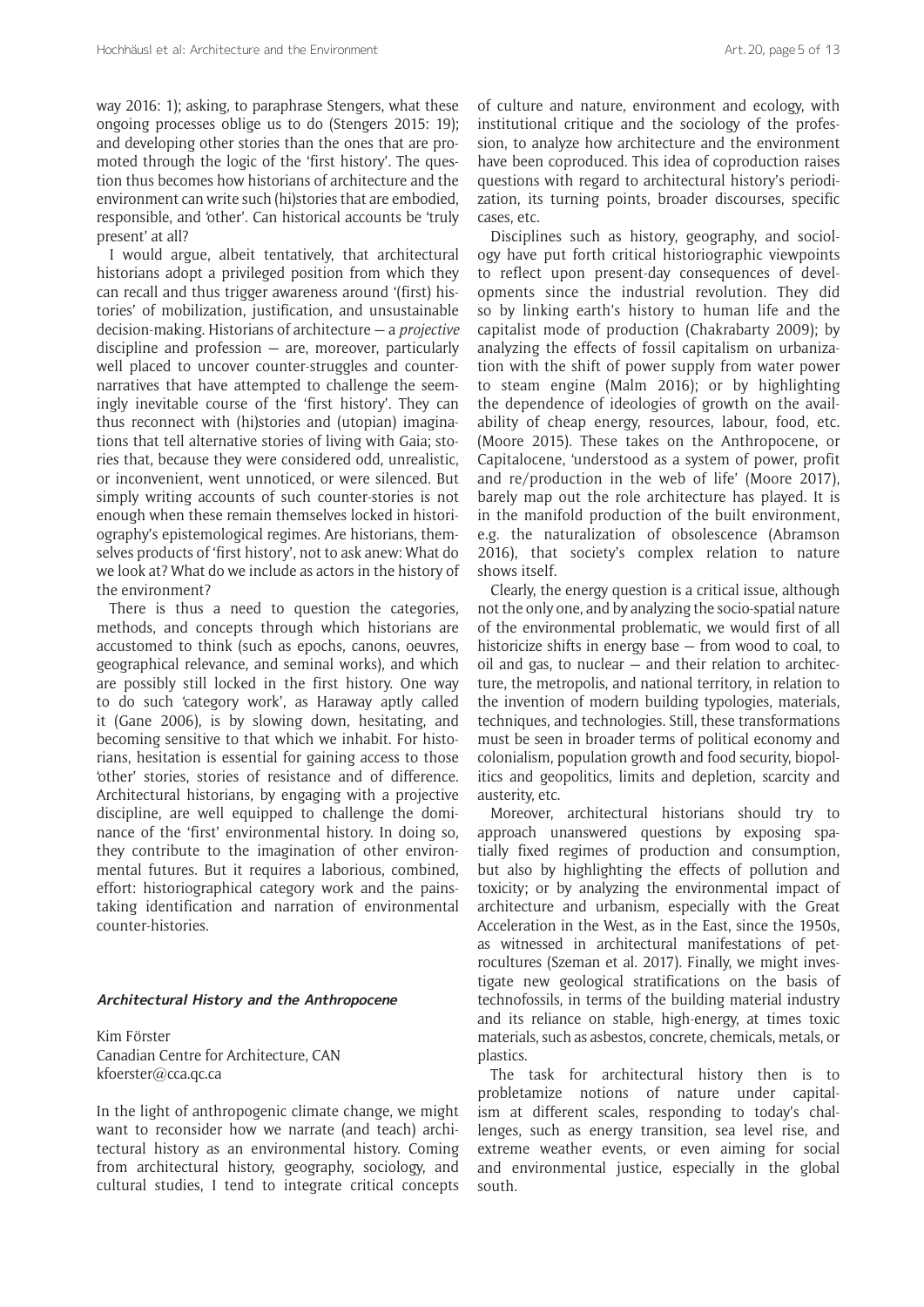way 2016: 1); asking, to paraphrase Stengers, what these ongoing processes oblige us to do (Stengers 2015: 19); and developing other stories than the ones that are promoted through the logic of the 'first history'. The question thus becomes how historians of architecture and the environment can write such (hi)stories that are embodied, responsible, and 'other'. Can historical accounts be 'truly present' at all?

I would argue, albeit tentatively, that architectural historians adopt a privileged position from which they can recall and thus trigger awareness around '(first) histories' of mobilization, justification, and unsustainable decision-making. Historians of architecture — a *projective* discipline and profession — are, moreover, particularly well placed to uncover counter-struggles and counter-narratives that have attempted to challenge the seemingly inevitable course of the 'first history'. They can thus reconnect with (hi)stories and (utopian) imaginations that tell alternative stories of living with Gaia; stories that, because they were considered odd, unrealistic, or inconvenient, went unnoticed, or were silenced. But simply writing accounts of such counter-stories is not enough when these remain themselves locked in historiography's epistemological regimes. Are historians, themselves products of 'first history', not to ask anew: What do we look at? What do we include as actors in the history of the environment?

There is thus a need to question the categories, methods, and concepts through which historians are accustomed to think (such as epochs, canons, oeuvres, geographical relevance, and seminal works), and which are possibly still locked in the first history. One way to do such 'category work', as Haraway aptly called it (Gane 2006), is by slowing down, hesitating, and becoming sensitive to that which we inhabit. For historians, hesitation is essential for gaining access to those 'other' stories, stories of resistance and of difference. Architectural historians, by engaging with a projective discipline, are well equipped to challenge the dominance of the 'first' environmental history. In doing so, they contribute to the imagination of other environmental futures. But it requires a laborious, combined, effort: historiographical category work and the painstaking identification and narration of environmental counter-histories.

### Architectural History and the Anthropocene

Kim Förster
Canadian Centre for Architecture, CAN
kfoerster@cca.qc.ca

In the light of anthropogenic climate change, we might want to reconsider how we narrate (and teach) architectural history as an environmental history. Coming from architectural history, geography, sociology, and cultural studies, I tend to integrate critical concepts of culture and nature, environment and ecology, with institutional critique and the sociology of the profession, to analyze how architecture and the environment have been coproduced. This idea of coproduction raises questions with regard to architectural history's periodization, its turning points, broader discourses, specific cases, etc.

Disciplines such as history, geography, and sociology have put forth critical historiographic viewpoints to reflect upon present-day consequences of developments since the industrial revolution. They did so by linking earth's history to human life and the capitalist mode of production (Chakrabarty 2009); by analyzing the effects of fossil capitalism on urbanization with the shift of power supply from water power to steam engine (Malm 2016); or by highlighting the dependence of ideologies of growth on the availability of cheap energy, resources, labour, food, etc. (Moore 2015). These takes on the Anthropocene, or Capitalocene, 'understood as a system of power, profit and re/production in the web of life' (Moore 2017), barely map out the role architecture has played. It is in the manifold production of the built environment, e.g. the naturalization of obsolescence (Abramson 2016), that society's complex relation to nature shows itself.

Clearly, the energy question is a critical issue, although not the only one, and by analyzing the socio-spatial nature of the environmental problematic, we would first of all historicize shifts in energy base — from wood to coal, to oil and gas, to nuclear — and their relation to architecture, the metropolis, and national territory, in relation to the invention of modern building typologies, materials, techniques, and technologies. Still, these transformations must be seen in broader terms of political economy and colonialism, population growth and food security, biopolitics and geopolitics, limits and depletion, scarcity and austerity, etc.

Moreover, architectural historians should try to approach unanswered questions by exposing spatially fixed regimes of production and consumption, but also by highlighting the effects of pollution and toxicity; or by analyzing the environmental impact of architecture and urbanism, especially with the Great Acceleration in the West, as in the East, since the 1950s, as witnessed in architectural manifestations of petrocultures (Szeman et al. 2017). Finally, we might investigate new geological stratifications on the basis of technofossils, in terms of the building material industry and its reliance on stable, high-energy, at times toxic materials, such as asbestos, concrete, chemicals, metals, or plastics.

The task for architectural history then is to probletamize notions of nature under capitalism at different scales, responding to today's challenges, such as energy transition, sea level rise, and extreme weather events, or even aiming for social and environmental justice, especially in the global south.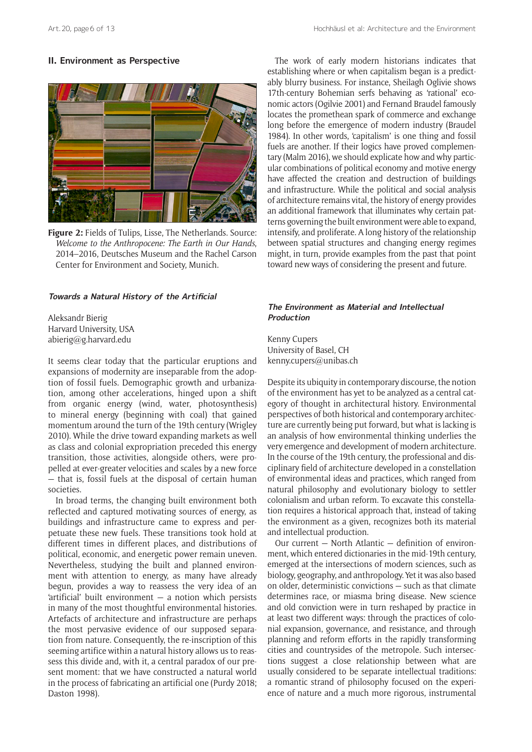## II. Environment as Perspective

**Figure 2:** Fields of Tulips, Lisse, The Netherlands. Source: *Welcome to the Anthropocene: The Earth in Our Hands*, 2014–2016, Deutsches Museum and the Rachel Carson Center for Environment and Society, Munich.

### *Towards a Natural History of the Artificial*

Aleksandr Bierig
Harvard University, USA
abierig@g.harvard.edu

It seems clear today that the particular eruptions and expansions of modernity are inseparable from the adoption of fossil fuels. Demographic growth and urbanization, among other accelerations, hinged upon a shift from organic energy (wind, water, photosynthesis) to mineral energy (beginning with coal) that gained momentum around the turn of the 19th century (Wrigley 2010). While the drive toward expanding markets as well as class and colonial expropriation preceded this energy transition, those activities, alongside others, were propelled at ever-greater velocities and scales by a new force — that is, fossil fuels at the disposal of certain human societies.

In broad terms, the changing built environment both reflected and captured motivating sources of energy, as buildings and infrastructure came to express and perpetuate these new fuels. These transitions took hold at different times in different places, and distributions of political, economic, and energetic power remain uneven. Nevertheless, studying the built and planned environment with attention to energy, as many have already begun, provides a way to reassess the very idea of an 'artificial' built environment — a notion which persists in many of the most thoughtful environmental histories. Artefacts of architecture and infrastructure are perhaps the most pervasive evidence of our supposed separation from nature. Consequently, the re-inscription of this seeming artifice within a natural history allows us to reassess this divide and, with it, a central paradox of our present moment: that we have constructed a natural world in the process of fabricating an artificial one (Purdy 2018; Daston 1998).

The work of early modern historians indicates that establishing where or when capitalism began is a predictably blurry business. For instance, Sheilagh Oglivie shows 17th-century Bohemian serfs behaving as 'rational' economic actors (Oglivie 2001) and Fernand Braudel famously locates the promethean spark of commerce and exchange long before the emergence of modern industry (Braudel 1984). In other words, 'capitalism' is one thing and fossil fuels are another. If their logics have proved complementary (Malm 2016), we should explicate how and why particular combinations of political economy and motive energy have affected the creation and destruction of buildings and infrastructure. While the political and social analysis of architecture remains vital, the history of energy provides an additional framework that illuminates why certain patterns governing the built environment were able to expand, intensify, and proliferate. A long history of the relationship between spatial structures and changing energy regimes might, in turn, provide examples from the past that point toward new ways of considering the present and future.

### *The Environment as Material and Intellectual Production*

Kenny Cupers
University of Basel, CH
kenny.cupers@unibas.ch

Despite its ubiquity in contemporary discourse, the notion of the environment has yet to be analyzed as a central category of thought in architectural history. Environmental perspectives of both historical and contemporary architecture are currently being put forward, but what is lacking is an analysis of how environmental thinking underlies the very emergence and development of modern architecture. In the course of the 19th century, the professional and disciplinary field of architecture developed in a constellation of environmental ideas and practices, which ranged from natural philosophy and evolutionary biology to settler colonialism and urban reform. To excavate this constellation requires a historical approach that, instead of taking the environment as a given, recognizes both its material and intellectual production.

Our current — North Atlantic — definition of environment, which entered dictionaries in the mid-19th century, emerged at the intersections of modern sciences, such as biology, geography, and anthropology. Yet it was also based on older, deterministic convictions — such as that climate determines race, or miasma bring disease. New science and old conviction were in turn reshaped by practice in at least two different ways: through the practices of colonial expansion, governance, and resistance, and through planning and reform efforts in the rapidly transforming cities and countrysides of the metropole. Such intersections suggest a close relationship between what are usually considered to be separate intellectual traditions: a romantic strand of philosophy focused on the experience of nature and a much more rigorous, instrumental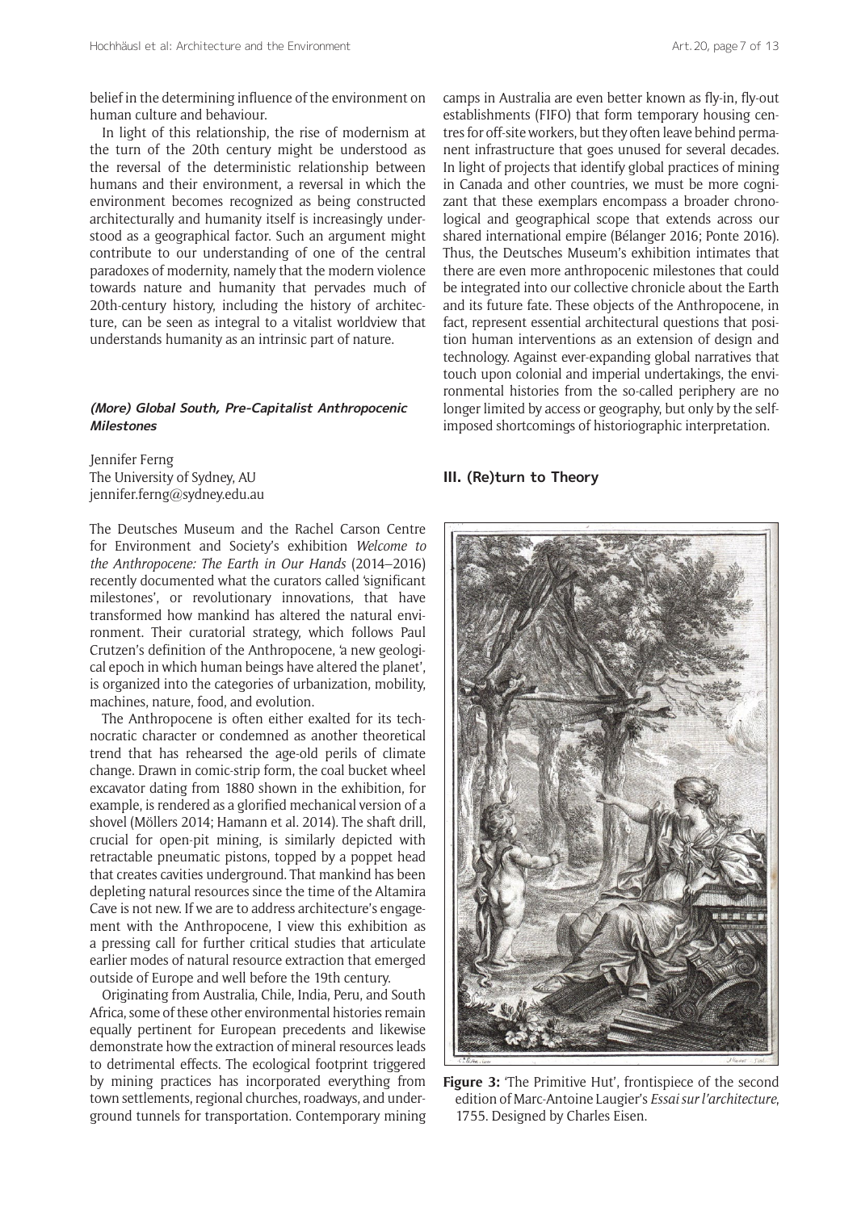belief in the determining influence of the environment on human culture and behaviour.

In light of this relationship, the rise of modernism at the turn of the 20th century might be understood as the reversal of the deterministic relationship between humans and their environment, a reversal in which the environment becomes recognized as being constructed architecturally and humanity itself is increasingly understood as a geographical factor. Such an argument might contribute to our understanding of one of the central paradoxes of modernity, namely that the modern violence towards nature and humanity that pervades much of 20th-century history, including the history of architecture, can be seen as integral to a vitalist worldview that understands humanity as an intrinsic part of nature.

### *(More) Global South, Pre-Capitalist Anthropocenic Milestones*

Jennifer Ferng
The University of Sydney, AU
jennifer.ferng@sydney.edu.au

The Deutsches Museum and the Rachel Carson Centre for Environment and Society's exhibition *Welcome to the Anthropocene: The Earth in Our Hands* (2014–2016) recently documented what the curators called 'significant milestones', or revolutionary innovations, that have transformed how mankind has altered the natural environment. Their curatorial strategy, which follows Paul Crutzen's definition of the Anthropocene, 'a new geological epoch in which human beings have altered the planet', is organized into the categories of urbanization, mobility, machines, nature, food, and evolution.

The Anthropocene is often either exalted for its technocratic character or condemned as another theoretical trend that has rehearsed the age-old perils of climate change. Drawn in comic-strip form, the coal bucket wheel excavator dating from 1880 shown in the exhibition, for example, is rendered as a glorified mechanical version of a shovel (Möllers 2014; Hamann et al. 2014). The shaft drill, crucial for open-pit mining, is similarly depicted with retractable pneumatic pistons, topped by a poppet head that creates cavities underground. That mankind has been depleting natural resources since the time of the Altamira Cave is not new. If we are to address architecture's engagement with the Anthropocene, I view this exhibition as a pressing call for further critical studies that articulate earlier modes of natural resource extraction that emerged outside of Europe and well before the 19th century.

Originating from Australia, Chile, India, Peru, and South Africa, some of these other environmental histories remain equally pertinent for European precedents and likewise demonstrate how the extraction of mineral resources leads to detrimental effects. The ecological footprint triggered by mining practices has incorporated everything from town settlements, regional churches, roadways, and underground tunnels for transportation. Contemporary mining camps in Australia are even better known as fly-in, fly-out establishments (FIFO) that form temporary housing centres for off-site workers, but they often leave behind permanent infrastructure that goes unused for several decades. In light of projects that identify global practices of mining in Canada and other countries, we must be more cognizant that these exemplars encompass a broader chronological and geographical scope that extends across our shared international empire (Bélanger 2016; Ponte 2016). Thus, the Deutsches Museum's exhibition intimates that there are even more anthropocenic milestones that could be integrated into our collective chronicle about the Earth and its future fate. These objects of the Anthropocene, in fact, represent essential architectural questions that position human interventions as an extension of design and technology. Against ever-expanding global narratives that touch upon colonial and imperial undertakings, the environmental histories from the so-called periphery are no longer limited by access or geography, but only by the self-imposed shortcomings of historiographic interpretation.

## III. (Re)turn to Theory

**Figure 3:** 'The Primitive Hut', frontispiece of the second edition of Marc-Antoine Laugier's *Essai sur l'architecture*, 1755. Designed by Charles Eisen.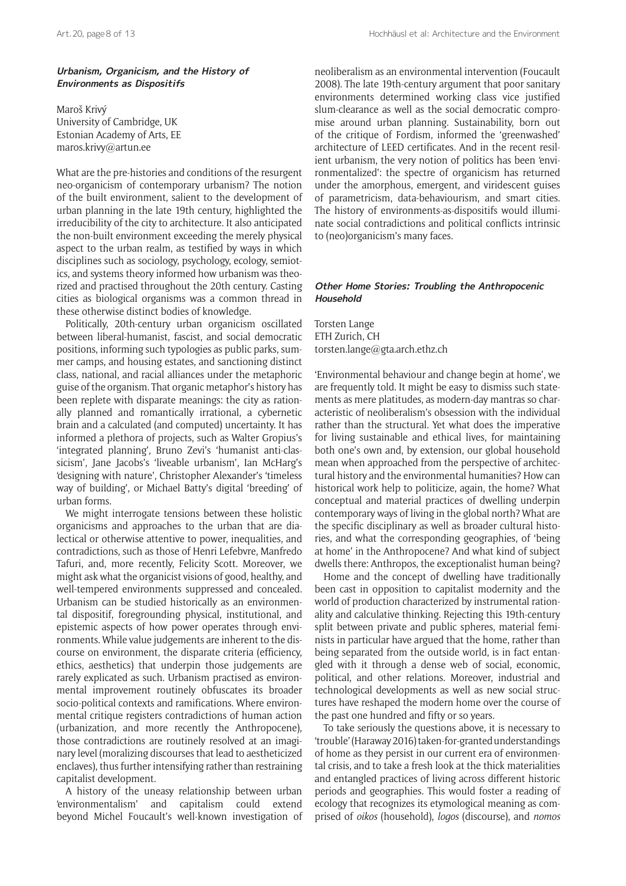#### *Urbanism, Organicism, and the History of Environments as Dispositifs*

Maroš Krivý
University of Cambridge, UK
Estonian Academy of Arts, EE
maros.krivy@artun.ee

What are the pre-histories and conditions of the resurgent neo-organicism of contemporary urbanism? The notion of the built environment, salient to the development of urban planning in the late 19th century, highlighted the irreducibility of the city to architecture. It also anticipated the non-built environment exceeding the merely physical aspect to the urban realm, as testified by ways in which disciplines such as sociology, psychology, ecology, semiotics, and systems theory informed how urbanism was theorized and practised throughout the 20th century. Casting cities as biological organisms was a common thread in these otherwise distinct bodies of knowledge.

Politically, 20th-century urban organicism oscillated between liberal-humanist, fascist, and social democratic positions, informing such typologies as public parks, summer camps, and housing estates, and sanctioning distinct class, national, and racial alliances under the metaphoric guise of the organism. That organic metaphor's history has been replete with disparate meanings: the city as rationally planned and romantically irrational, a cybernetic brain and a calculated (and computed) uncertainty. It has informed a plethora of projects, such as Walter Gropius's 'integrated planning', Bruno Zevi's 'humanist anti-classicism', Jane Jacobs's 'liveable urbanism', Ian McHarg's 'designing with nature', Christopher Alexander's 'timeless way of building', or Michael Batty's digital 'breeding' of urban forms.

We might interrogate tensions between these holistic organicisms and approaches to the urban that are dialectical or otherwise attentive to power, inequalities, and contradictions, such as those of Henri Lefebvre, Manfredo Tafuri, and, more recently, Felicity Scott. Moreover, we might ask what the organicist visions of good, healthy, and well-tempered environments suppressed and concealed. Urbanism can be studied historically as an environmental dispositif, foregrounding physical, institutional, and epistemic aspects of how power operates through environments. While value judgements are inherent to the discourse on environment, the disparate criteria (efficiency, ethics, aesthetics) that underpin those judgements are rarely explicated as such. Urbanism practised as environmental improvement routinely obfuscates its broader socio-political contexts and ramifications. Where environmental critique registers contradictions of human action (urbanization, and more recently the Anthropocene), those contradictions are routinely resolved at an imaginary level (moralizing discourses that lead to aestheticized enclaves), thus further intensifying rather than restraining capitalist development.

A history of the uneasy relationship between urban 'environmentalism' and capitalism could extend beyond Michel Foucault's well-known investigation of neoliberalism as an environmental intervention (Foucault 2008). The late 19th-century argument that poor sanitary environments determined working class vice justified slum-clearance as well as the social democratic compromise around urban planning. Sustainability, born out of the critique of Fordism, informed the 'greenwashed' architecture of LEED certificates. And in the recent resilient urbanism, the very notion of politics has been 'environmentalized': the spectre of organicism has returned under the amorphous, emergent, and viridescent guises of parametricism, data-behaviourism, and smart cities. The history of environments-as-dispositifs would illuminate social contradictions and political conflicts intrinsic to (neo)organicism's many faces.

#### *Other Home Stories: Troubling the Anthropocenic Household*

Torsten Lange
ETH Zurich, CH
torsten.lange@gta.arch.ethz.ch

'Environmental behaviour and change begin at home', we are frequently told. It might be easy to dismiss such statements as mere platitudes, as modern-day mantras so characteristic of neoliberalism's obsession with the individual rather than the structural. Yet what does the imperative for living sustainable and ethical lives, for maintaining both one's own and, by extension, our global household mean when approached from the perspective of architectural history and the environmental humanities? How can historical work help to politicize, again, the home? What conceptual and material practices of dwelling underpin contemporary ways of living in the global north? What are the specific disciplinary as well as broader cultural histories, and what the corresponding geographies, of 'being at home' in the Anthropocene? And what kind of subject dwells there: Anthropos, the exceptionalist human being?

Home and the concept of dwelling have traditionally been cast in opposition to capitalist modernity and the world of production characterized by instrumental rationality and calculative thinking. Rejecting this 19th-century split between private and public spheres, material feminists in particular have argued that the home, rather than being separated from the outside world, is in fact entangled with it through a dense web of social, economic, political, and other relations. Moreover, industrial and technological developments as well as new social structures have reshaped the modern home over the course of the past one hundred and fifty or so years.

To take seriously the questions above, it is necessary to 'trouble' (Haraway 2016) taken-for-granted understandings of home as they persist in our current era of environmental crisis, and to take a fresh look at the thick materialities and entangled practices of living across different historic periods and geographies. This would foster a reading of ecology that recognizes its etymological meaning as comprised of *oikos* (household), *logos* (discourse), and *nomos*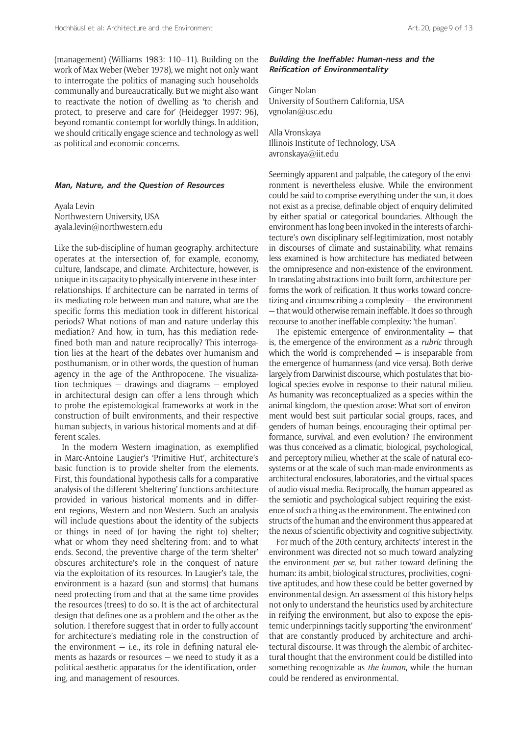(management) (Williams 1983: 110–11). Building on the work of Max Weber (Weber 1978), we might not only want to interrogate the politics of managing such households communally and bureaucratically. But we might also want to reactivate the notion of dwelling as 'to cherish and protect, to preserve and care for' (Heidegger 1997: 96), beyond romantic contempt for worldly things. In addition, we should critically engage science and technology as well as political and economic concerns.

### *Man, Nature, and the Question of Resources*

Ayala Levin
Northwestern University, USA
ayala.levin@northwestern.edu

Like the sub-discipline of human geography, architecture operates at the intersection of, for example, economy, culture, landscape, and climate. Architecture, however, is unique in its capacity to physically intervene in these interrelationships. If architecture can be narrated in terms of its mediating role between man and nature, what are the specific forms this mediation took in different historical periods? What notions of man and nature underlay this mediation? And how, in turn, has this mediation redefined both man and nature reciprocally? This interrogation lies at the heart of the debates over humanism and posthumanism, or in other words, the question of human agency in the age of the Anthropocene. The visualization techniques — drawings and diagrams — employed in architectural design can offer a lens through which to probe the epistemological frameworks at work in the construction of built environments, and their respective human subjects, in various historical moments and at different scales.

In the modern Western imagination, as exemplified in Marc-Antoine Laugier's 'Primitive Hut', architecture's basic function is to provide shelter from the elements. First, this foundational hypothesis calls for a comparative analysis of the different 'sheltering' functions architecture provided in various historical moments and in different regions, Western and non-Western. Such an analysis will include questions about the identity of the subjects or things in need of (or having the right to) shelter; what or whom they need sheltering from; and to what ends. Second, the preventive charge of the term 'shelter' obscures architecture's role in the conquest of nature via the exploitation of its resources. In Laugier's tale, the environment is a hazard (sun and storms) that humans need protecting from and that at the same time provides the resources (trees) to do so. It is the act of architectural design that defines one as a problem and the other as the solution. I therefore suggest that in order to fully account for architecture's mediating role in the construction of the environment — i.e., its role in defining natural elements as hazards or resources — we need to study it as a political-aesthetic apparatus for the identification, ordering, and management of resources.

### *Building the Ineffable: Human-ness and the Reification of Environmentality*

Ginger Nolan
University of Southern California, USA
vgnolan@usc.edu

Alla Vronskaya
Illinois Institute of Technology, USA
avronskaya@iit.edu

Seemingly apparent and palpable, the category of the environment is nevertheless elusive. While the environment could be said to comprise everything under the sun, it does not exist as a precise, definable object of enquiry delimited by either spatial or categorical boundaries. Although the environment has long been invoked in the interests of architecture's own disciplinary self-legitimization, most notably in discourses of climate and sustainability, what remains less examined is how architecture has mediated between the omnipresence and non-existence of the environment. In translating abstractions into built form, architecture performs the work of reification. It thus works toward concretizing and circumscribing a complexity — the environment — that would otherwise remain ineffable. It does so through recourse to another ineffable complexity: 'the human'.

The epistemic emergence of environmentality — that is, the emergence of the environment as a *rubric* through which the world is comprehended — is inseparable from the emergence of humanness (and vice versa). Both derive largely from Darwinist discourse, which postulates that biological species evolve in response to their natural milieu. As humanity was reconceptualized as a species within the animal kingdom, the question arose: What sort of environment would best suit particular social groups, races, and genders of human beings, encouraging their optimal performance, survival, and even evolution? The environment was thus conceived as a climatic, biological, psychological, and perceptory milieu, whether at the scale of natural ecosystems or at the scale of such man-made environments as architectural enclosures, laboratories, and the virtual spaces of audio-visual media. Reciprocally, the human appeared as the semiotic and psychological subject requiring the existence of such a thing as the environment. The entwined constructs of the human and the environment thus appeared at the nexus of scientific objectivity and cognitive subjectivity.

For much of the 20th century, architects' interest in the environment was directed not so much toward analyzing the environment *per se*, but rather toward defining the human: its ambit, biological structures, proclivities, cognitive aptitudes, and how these could be better governed by environmental design. An assessment of this history helps not only to understand the heuristics used by architecture in reifying the environment, but also to expose the epistemic underpinnings tacitly supporting 'the environment' that are constantly produced by architecture and architectural discourse. It was through the alembic of architectural thought that the environment could be distilled into something recognizable as *the human*, while the human could be rendered as environmental.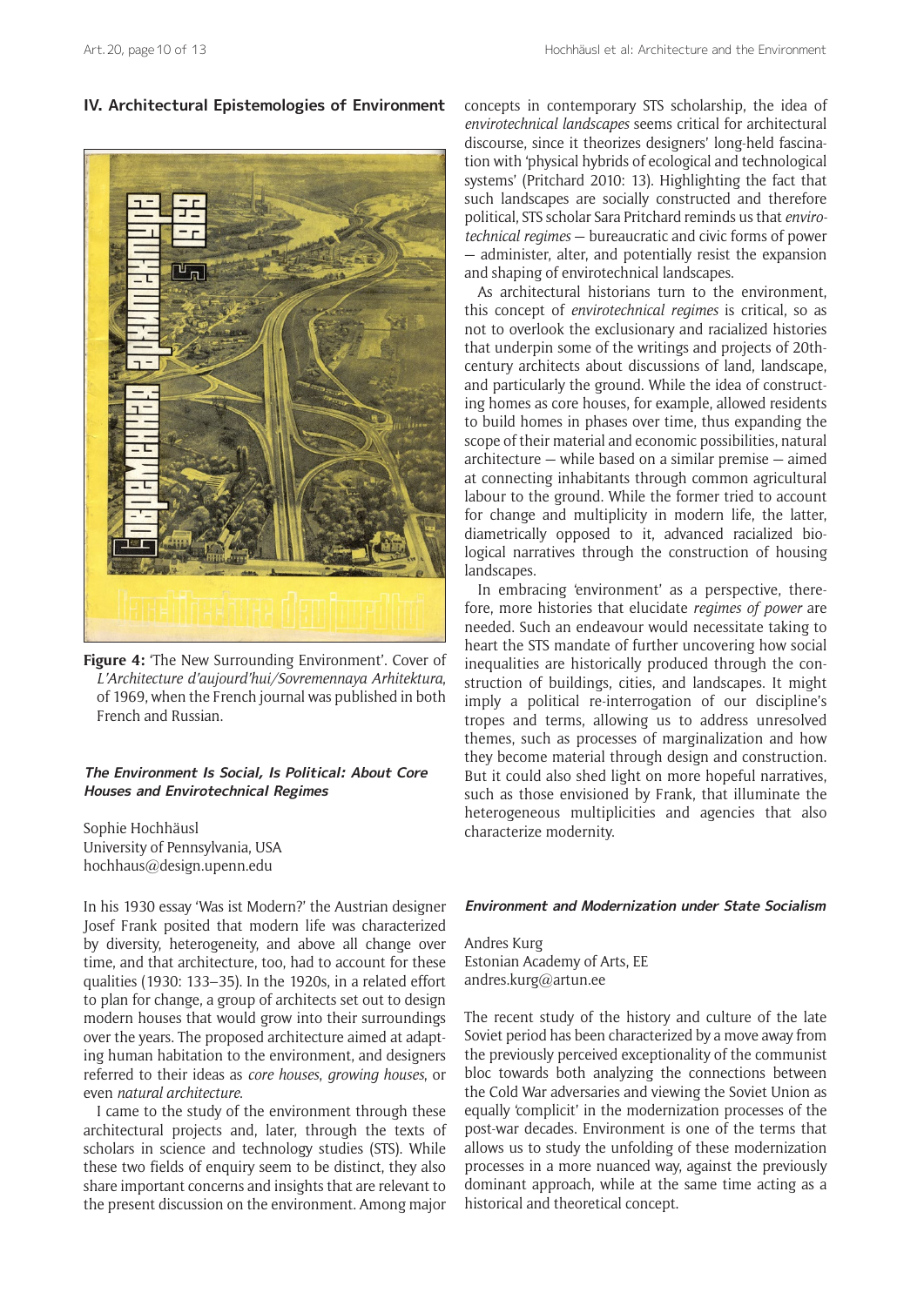## IV. Architectural Epistemologies of Environment

**Figure 4:** 'The New Surrounding Environment'. Cover of *L'Architecture d'aujourd'hui/Sovremennaya Arhitektura*, of 1969, when the French journal was published in both French and Russian.

### *The Environment Is Social, Is Political: About Core Houses and Envirotechnical Regimes*

Sophie Hochhäusl
University of Pennsylvania, USA
hochhaus@design.upenn.edu

In his 1930 essay 'Was ist Modern?' the Austrian designer Josef Frank posited that modern life was characterized by diversity, heterogeneity, and above all change over time, and that architecture, too, had to account for these qualities (1930: 133–35). In the 1920s, in a related effort to plan for change, a group of architects set out to design modern houses that would grow into their surroundings over the years. The proposed architecture aimed at adapting human habitation to the environment, and designers referred to their ideas as *core houses*, *growing houses*, or even *natural architecture*.

I came to the study of the environment through these architectural projects and, later, through the texts of scholars in science and technology studies (STS). While these two fields of enquiry seem to be distinct, they also share important concerns and insights that are relevant to the present discussion on the environment. Among major concepts in contemporary STS scholarship, the idea of *envirotechnical landscapes* seems critical for architectural discourse, since it theorizes designers' long-held fascination with 'physical hybrids of ecological and technological systems' (Pritchard 2010: 13). Highlighting the fact that such landscapes are socially constructed and therefore political, STS scholar Sara Pritchard reminds us that *envirotechnical regimes* — bureaucratic and civic forms of power — administer, alter, and potentially resist the expansion and shaping of envirotechnical landscapes.

As architectural historians turn to the environment, this concept of *envirotechnical regimes* is critical, so as not to overlook the exclusionary and racialized histories that underpin some of the writings and projects of 20th-century architects about discussions of land, landscape, and particularly the ground. While the idea of constructing homes as core houses, for example, allowed residents to build homes in phases over time, thus expanding the scope of their material and economic possibilities, natural architecture — while based on a similar premise — aimed at connecting inhabitants through common agricultural labour to the ground. While the former tried to account for change and multiplicity in modern life, the latter, diametrically opposed to it, advanced racialized biological narratives through the construction of housing landscapes.

In embracing 'environment' as a perspective, therefore, more histories that elucidate *regimes of power* are needed. Such an endeavour would necessitate taking to heart the STS mandate of further uncovering how social inequalities are historically produced through the construction of buildings, cities, and landscapes. It might imply a political re-interrogation of our discipline's tropes and terms, allowing us to address unresolved themes, such as processes of marginalization and how they become material through design and construction. But it could also shed light on more hopeful narratives, such as those envisioned by Frank, that illuminate the heterogeneous multiplicities and agencies that also characterize modernity.

### *Environment and Modernization under State Socialism*

Andres Kurg
Estonian Academy of Arts, EE
andres.kurg@artun.ee

The recent study of the history and culture of the late Soviet period has been characterized by a move away from the previously perceived exceptionality of the communist bloc towards both analyzing the connections between the Cold War adversaries and viewing the Soviet Union as equally 'complicit' in the modernization processes of the post-war decades. Environment is one of the terms that allows us to study the unfolding of these modernization processes in a more nuanced way, against the previously dominant approach, while at the same time acting as a historical and theoretical concept.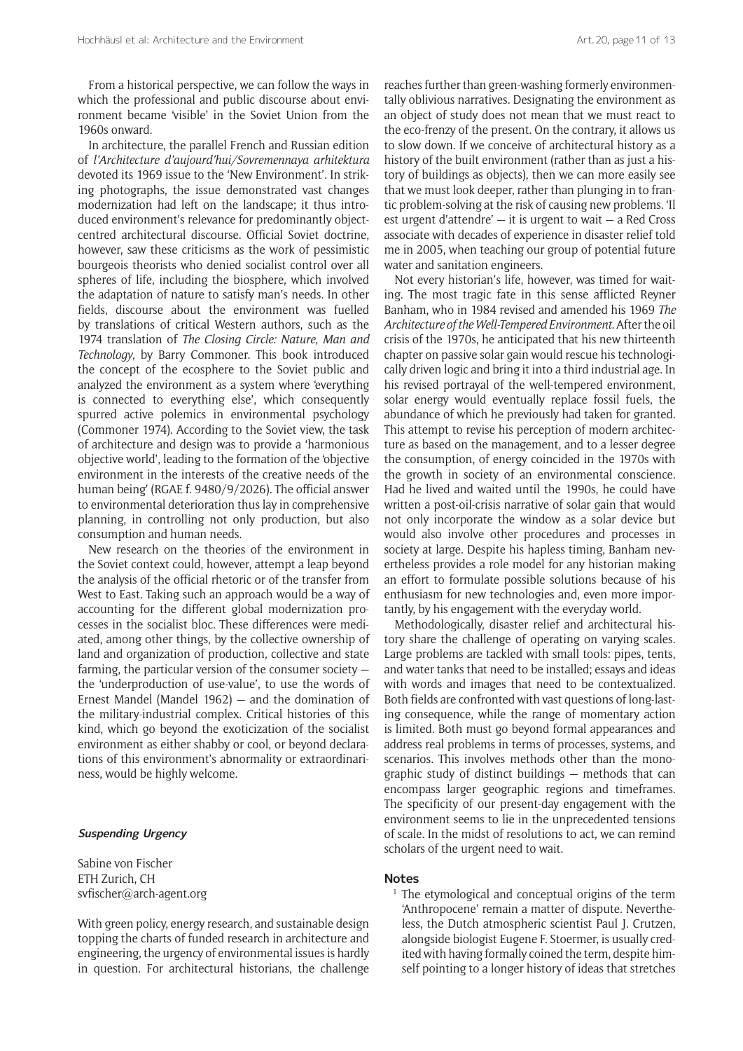From a historical perspective, we can follow the ways in which the professional and public discourse about environment became 'visible' in the Soviet Union from the 1960s onward.

In architecture, the parallel French and Russian edition of *l'Architecture d'aujourd'hui/Sovremennaya arhitektura* devoted its 1969 issue to the 'New Environment'. In striking photographs, the issue demonstrated vast changes modernization had left on the landscape; it thus introduced environment's relevance for predominantly object-centred architectural discourse. Official Soviet doctrine, however, saw these criticisms as the work of pessimistic bourgeois theorists who denied socialist control over all spheres of life, including the biosphere, which involved the adaptation of nature to satisfy man's needs. In other fields, discourse about the environment was fuelled by translations of critical Western authors, such as the 1974 translation of *The Closing Circle: Nature, Man and Technology*, by Barry Commoner. This book introduced the concept of the ecosphere to the Soviet public and analyzed the environment as a system where 'everything is connected to everything else', which consequently spurred active polemics in environmental psychology (Commoner 1974). According to the Soviet view, the task of architecture and design was to provide a 'harmonious objective world', leading to the formation of the 'objective environment in the interests of the creative needs of the human being' (RGAE f. 9480/9/2026). The official answer to environmental deterioration thus lay in comprehensive planning, in controlling not only production, but also consumption and human needs.

New research on the theories of the environment in the Soviet context could, however, attempt a leap beyond the analysis of the official rhetoric or of the transfer from West to East. Taking such an approach would be a way of accounting for the different global modernization processes in the socialist bloc. These differences were mediated, among other things, by the collective ownership of land and organization of production, collective and state farming, the particular version of the consumer society — the 'underproduction of use-value', to use the words of Ernest Mandel (Mandel 1962) — and the domination of the military-industrial complex. Critical histories of this kind, which go beyond the exoticization of the socialist environment as either shabby or cool, or beyond declarations of this environment's abnormality or extraordinariness, would be highly welcome.

### Suspending Urgency

Sabine von Fischer
ETH Zurich, CH
svfischer@arch-agent.org

With green policy, energy research, and sustainable design topping the charts of funded research in architecture and engineering, the urgency of environmental issues is hardly in question. For architectural historians, the challenge reaches further than green-washing formerly environmentally oblivious narratives. Designating the environment as an object of study does not mean that we must react to the eco-frenzy of the present. On the contrary, it allows us to slow down. If we conceive of architectural history as a history of the built environment (rather than as just a history of buildings as objects), then we can more easily see that we must look deeper, rather than plunging in to frantic problem-solving at the risk of causing new problems. 'Il est urgent d'attendre' — it is urgent to wait — a Red Cross associate with decades of experience in disaster relief told me in 2005, when teaching our group of potential future water and sanitation engineers.

Not every historian's life, however, was timed for waiting. The most tragic fate in this sense afflicted Reyner Banham, who in 1984 revised and amended his 1969 *The Architecture of the Well-Tempered Environment*. After the oil crisis of the 1970s, he anticipated that his new thirteenth chapter on passive solar gain would rescue his technologically driven logic and bring it into a third industrial age. In his revised portrayal of the well-tempered environment, solar energy would eventually replace fossil fuels, the abundance of which he previously had taken for granted. This attempt to revise his perception of modern architecture as based on the management, and to a lesser degree the consumption, of energy coincided in the 1970s with the growth in society of an environmental conscience. Had he lived and waited until the 1990s, he could have written a post-oil-crisis narrative of solar gain that would not only incorporate the window as a solar device but would also involve other procedures and processes in society at large. Despite his hapless timing, Banham nevertheless provides a role model for any historian making an effort to formulate possible solutions because of his enthusiasm for new technologies and, even more importantly, by his engagement with the everyday world.

Methodologically, disaster relief and architectural history share the challenge of operating on varying scales. Large problems are tackled with small tools: pipes, tents, and water tanks that need to be installed; essays and ideas with words and images that need to be contextualized. Both fields are confronted with vast questions of long-lasting consequence, while the range of momentary action is limited. Both must go beyond formal appearances and address real problems in terms of processes, systems, and scenarios. This involves methods other than the monographic study of distinct buildings — methods that can encompass larger geographic regions and timeframes. The specificity of our present-day engagement with the environment seems to lie in the unprecedented tensions of scale. In the midst of resolutions to act, we can remind scholars of the urgent need to wait.

### Notes

[1] The etymological and conceptual origins of the term 'Anthropocene' remain a matter of dispute. Nevertheless, the Dutch atmospheric scientist Paul J. Crutzen, alongside biologist Eugene F. Stoermer, is usually credited with having formally coined the term, despite himself pointing to a longer history of ideas that stretches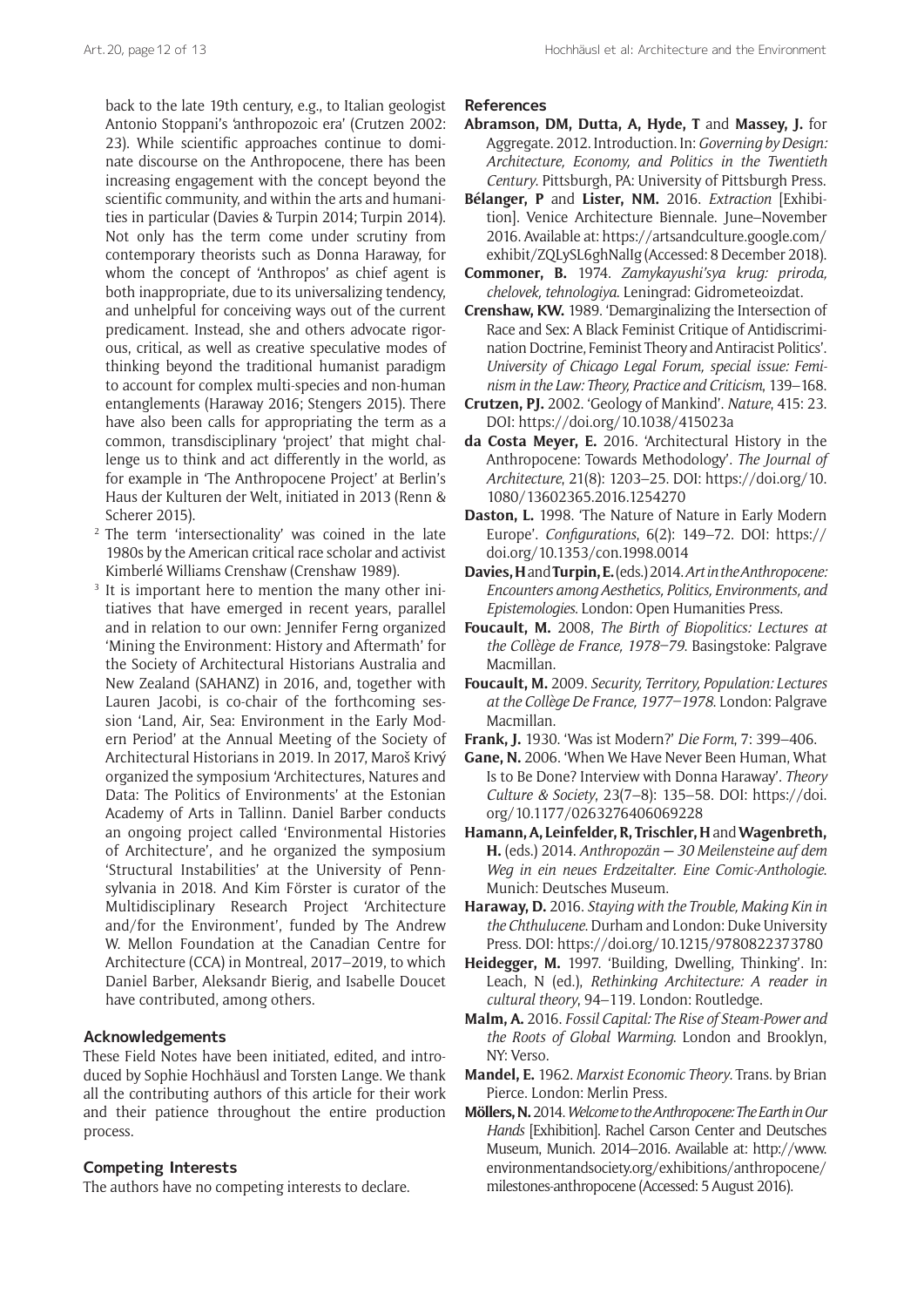back to the late 19th century, e.g., to Italian geologist Antonio Stoppani's 'anthropozoic era' (Crutzen 2002: 23). While scientific approaches continue to dominate discourse on the Anthropocene, there has been increasing engagement with the concept beyond the scientific community, and within the arts and humanities in particular (Davies & Turpin 2014; Turpin 2014). Not only has the term come under scrutiny from contemporary theorists such as Donna Haraway, for whom the concept of 'Anthropos' as chief agent is both inappropriate, due to its universalizing tendency, and unhelpful for conceiving ways out of the current predicament. Instead, she and others advocate rigorous, critical, as well as creative speculative modes of thinking beyond the traditional humanist paradigm to account for complex multi-species and non-human entanglements (Haraway 2016; Stengers 2015). There have also been calls for appropriating the term as a common, transdisciplinary 'project' that might challenge us to think and act differently in the world, as for example in 'The Anthropocene Project' at Berlin's Haus der Kulturen der Welt, initiated in 2013 (Renn & Scherer 2015).

[2] The term 'intersectionality' was coined in the late 1980s by the American critical race scholar and activist Kimberlé Williams Crenshaw (Crenshaw 1989).

[3] It is important here to mention the many other initiatives that have emerged in recent years, parallel and in relation to our own: Jennifer Ferng organized 'Mining the Environment: History and Aftermath' for the Society of Architectural Historians Australia and New Zealand (SAHANZ) in 2016, and, together with Lauren Jacobi, is co-chair of the forthcoming session 'Land, Air, Sea: Environment in the Early Modern Period' at the Annual Meeting of the Society of Architectural Historians in 2019. In 2017, Maroš Krivý organized the symposium 'Architectures, Natures and Data: The Politics of Environments' at the Estonian Academy of Arts in Tallinn. Daniel Barber conducts an ongoing project called 'Environmental Histories of Architecture', and he organized the symposium 'Structural Instabilities' at the University of Pennsylvania in 2018. And Kim Förster is curator of the Multidisciplinary Research Project 'Architecture and/for the Environment', funded by The Andrew W. Mellon Foundation at the Canadian Centre for Architecture (CCA) in Montreal, 2017–2019, to which Daniel Barber, Aleksandr Bierig, and Isabelle Doucet have contributed, among others.

## Acknowledgements

These Field Notes have been initiated, edited, and introduced by Sophie Hochhäusl and Torsten Lange. We thank all the contributing authors of this article for their work and their patience throughout the entire production process.

## Competing Interests

The authors have no competing interests to declare.

## References

**Abramson, DM, Dutta, A, Hyde, T** and **Massey, J.** for Aggregate. 2012. Introduction. In: *Governing by Design: Architecture, Economy, and Politics in the Twentieth Century*. Pittsburgh, PA: University of Pittsburgh Press.

**Bélanger, P** and **Lister, NM.** 2016. *Extraction* [Exhibition]. Venice Architecture Biennale. June–November 2016. Available at: https://artsandculture.google.com/exhibit/ZQLySL6ghNalIg (Accessed: 8 December 2018).

**Commoner, B.** 1974. *Zamykayushi'sya krug: priroda, chelovek, tehnologiya*. Leningrad: Gidrometeoizdat.

**Crenshaw, KW.** 1989. 'Demarginalizing the Intersection of Race and Sex: A Black Feminist Critique of Antidiscrimination Doctrine, Feminist Theory and Antiracist Politics'. *University of Chicago Legal Forum, special issue: Feminism in the Law: Theory, Practice and Criticism*, 139–168.

**Crutzen, PJ.** 2002. 'Geology of Mankind'. *Nature*, 415: 23. DOI: https://doi.org/10.1038/415023a

**da Costa Meyer, E.** 2016. 'Architectural History in the Anthropocene: Towards Methodology'. *The Journal of Architecture*, 21(8): 1203–25. DOI: https://doi.org/10.1080/13602365.2016.1254270

**Daston, L.** 1998. 'The Nature of Nature in Early Modern Europe'. *Configurations*, 6(2): 149–72. DOI: https://doi.org/10.1353/con.1998.0014

**Davies, H** and **Turpin, E.** (eds.) 2014. *Art in the Anthropocene: Encounters among Aesthetics, Politics, Environments, and Epistemologies*. London: Open Humanities Press.

**Foucault, M.** 2008, *The Birth of Biopolitics: Lectures at the Collège de France, 1978–79*. Basingstoke: Palgrave Macmillan.

**Foucault, M.** 2009. *Security, Territory, Population: Lectures at the Collège De France, 1977–1978*. London: Palgrave Macmillan.

**Frank, J.** 1930. 'Was ist Modern?' *Die Form*, 7: 399–406.

**Gane, N.** 2006. 'When We Have Never Been Human, What Is to Be Done? Interview with Donna Haraway'. *Theory Culture & Society*, 23(7–8): 135–58. DOI: https://doi.org/10.1177/0263276406069228

**Hamann, A, Leinfelder, R, Trischler, H** and **Wagenbreth, H.** (eds.) 2014. *Anthropozän — 30 Meilensteine auf dem Weg in ein neues Erdzeitalter. Eine Comic-Anthologie*. Munich: Deutsches Museum.

**Haraway, D.** 2016. *Staying with the Trouble, Making Kin in the Chthulucene*. Durham and London: Duke University Press. DOI: https://doi.org/10.1215/9780822373780

**Heidegger, M.** 1997. 'Building, Dwelling, Thinking'. In: Leach, N (ed.), *Rethinking Architecture: A reader in cultural theory*, 94–119. London: Routledge.

**Malm, A.** 2016. *Fossil Capital: The Rise of Steam-Power and the Roots of Global Warming*. London and Brooklyn, NY: Verso.

**Mandel, E.** 1962. *Marxist Economic Theory*. Trans. by Brian Pierce. London: Merlin Press.

**Möllers, N.** 2014. *Welcome to the Anthropocene: The Earth in Our Hands* [Exhibition]. Rachel Carson Center and Deutsches Museum, Munich. 2014–2016. Available at: http://www.environmentandsociety.org/exhibitions/anthropocene/milestones-anthropocene (Accessed: 5 August 2016).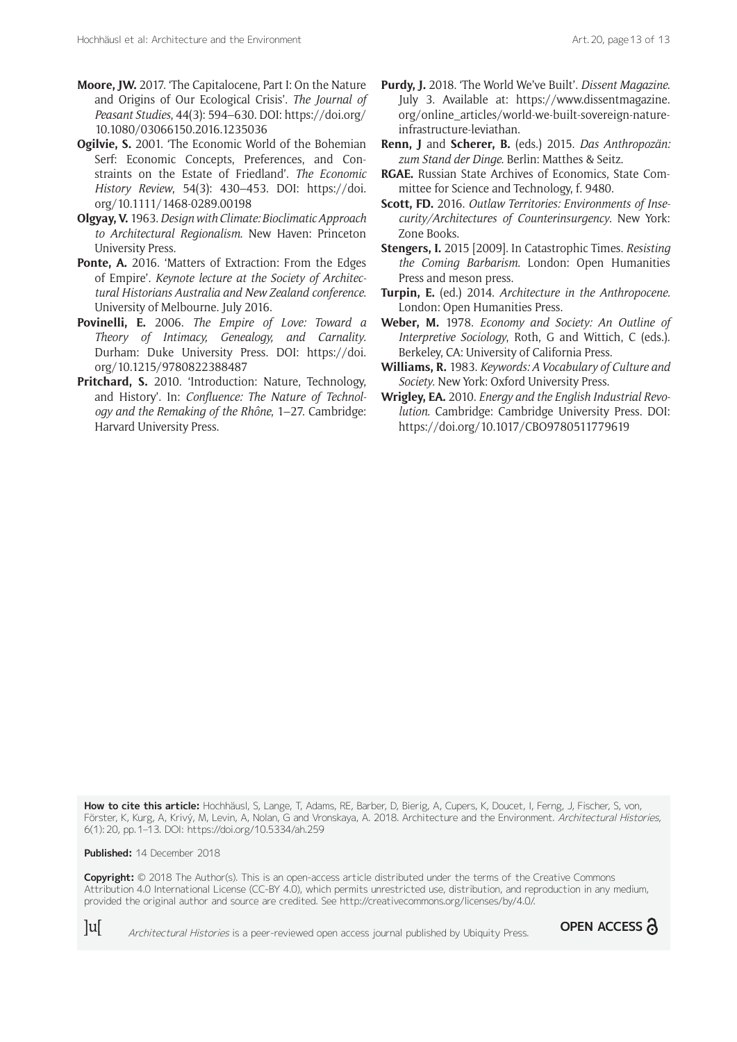**Moore, JW.** 2017. 'The Capitalocene, Part I: On the Nature and Origins of Our Ecological Crisis'. *The Journal of Peasant Studies*, 44(3): 594–630. DOI: https://doi.org/10.1080/03066150.2016.1235036

**Ogilvie, S.** 2001. 'The Economic World of the Bohemian Serf: Economic Concepts, Preferences, and Constraints on the Estate of Friedland'. *The Economic History Review*, 54(3): 430–453. DOI: https://doi.org/10.1111/1468-0289.00198

**Olgyay, V.** 1963. *Design with Climate: Bioclimatic Approach to Architectural Regionalism*. New Haven: Princeton University Press.

**Ponte, A.** 2016. 'Matters of Extraction: From the Edges of Empire'. *Keynote lecture at the Society of Architectural Historians Australia and New Zealand conference*. University of Melbourne. July 2016.

**Povinelli, E.** 2006. *The Empire of Love: Toward a Theory of Intimacy, Genealogy, and Carnality*. Durham: Duke University Press. DOI: https://doi.org/10.1215/9780822388487

**Pritchard, S.** 2010. 'Introduction: Nature, Technology, and History'. In: *Confluence: The Nature of Technology and the Remaking of the Rhône*, 1–27. Cambridge: Harvard University Press.

**Purdy, J.** 2018. 'The World We've Built'. *Dissent Magazine*. July 3. Available at: https://www.dissentmagazine.org/online_articles/world-we-built-sovereign-nature-infrastructure-leviathan.

**Renn, J** and **Scherer, B.** (eds.) 2015. *Das Anthropozän: zum Stand der Dinge*. Berlin: Matthes & Seitz.

**RGAE.** Russian State Archives of Economics, State Committee for Science and Technology, f. 9480.

**Scott, FD.** 2016. *Outlaw Territories: Environments of Insecurity/Architectures of Counterinsurgency*. New York: Zone Books.

**Stengers, I.** 2015 [2009]. In Catastrophic Times. *Resisting the Coming Barbarism*. London: Open Humanities Press and meson press.

**Turpin, E.** (ed.) 2014. *Architecture in the Anthropocene*. London: Open Humanities Press.

**Weber, M.** 1978. *Economy and Society: An Outline of Interpretive Sociology*, Roth, G and Wittich, C (eds.). Berkeley, CA: University of California Press.

**Williams, R.** 1983. *Keywords: A Vocabulary of Culture and Society*. New York: Oxford University Press.

**Wrigley, EA.** 2010. *Energy and the English Industrial Revolution*. Cambridge: Cambridge University Press. DOI: https://doi.org/10.1017/CBO9780511779619

**How to cite this article:** Hochhäusl, S, Lange, T, Adams, RE, Barber, D, Bierig, A, Cupers, K, Doucet, I, Ferng, J, Fischer, S, von, Förster, K, Kurg, A, Krivý, M, Levin, A, Nolan, G and Vronskaya, A. 2018. Architecture and the Environment. *Architectural Histories*, 6(1): 20, pp. 1–13. DOI: https://doi.org/10.5334/ah.259

**Published:** 14 December 2018

**Copyright:** © 2018 The Author(s). This is an open-access article distributed under the terms of the Creative Commons Attribution 4.0 International License (CC-BY 4.0), which permits unrestricted use, distribution, and reproduction in any medium, provided the original author and source are credited. See http://creativecommons.org/licenses/by/4.0/.

*Architectural Histories* is a peer-reviewed open access journal published by Ubiquity Press.

**OPEN ACCESS**